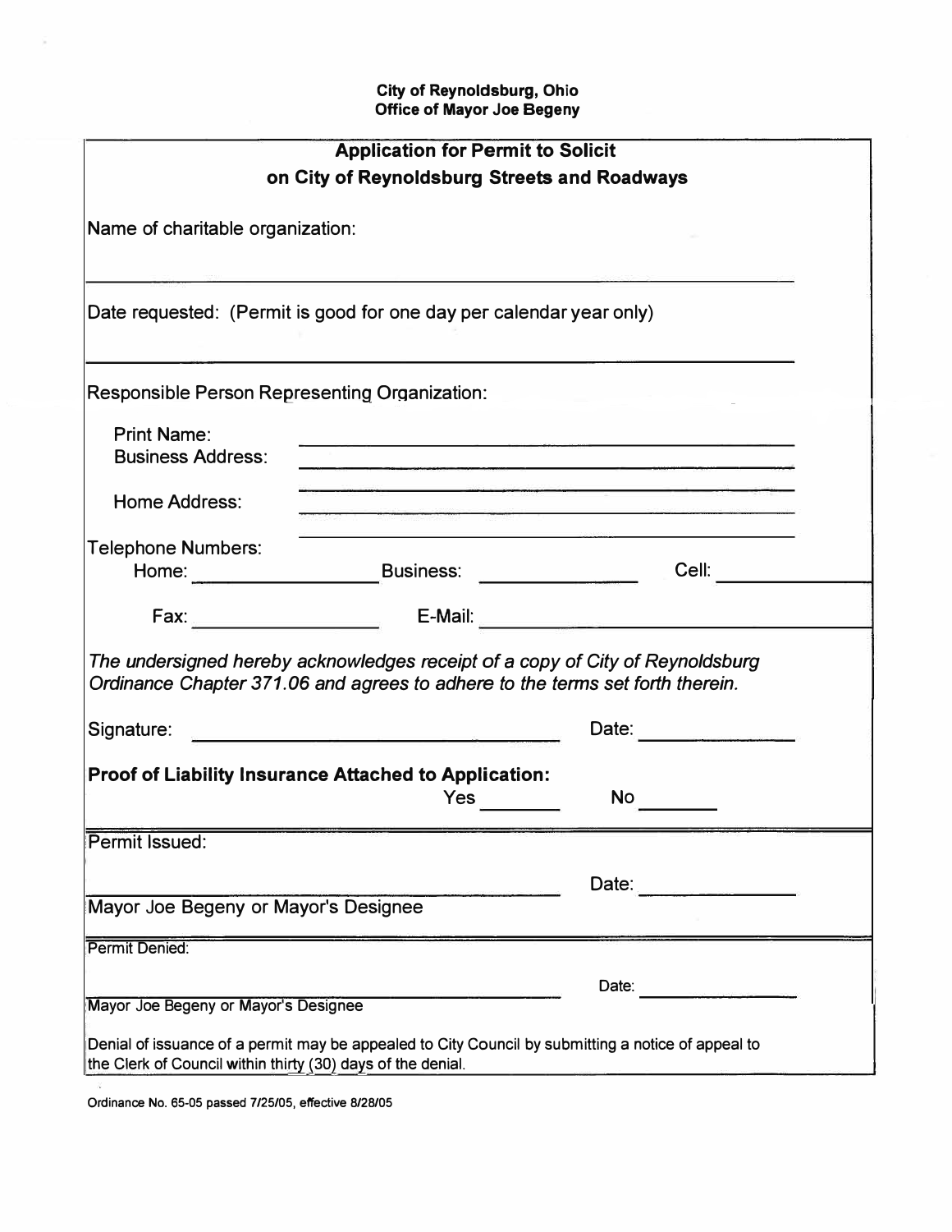**City of Reynoldsburg, Ohio**
**Office of Mayor Joe Begeny**

## Application for Permit to Solicit on City of Reynoldsburg Streets and Roadways

Name of charitable organization:

______________________________________________________________

Date requested: (Permit is good for one day per calendar year only)

______________________________________________________________

Responsible Person Representing Organization:

Print Name: ______________________________________________

Business Address: ______________________________________________

______________________________________________

Home Address: ______________________________________________

______________________________________________

Telephone Numbers:

Home: ______________ Business: ______________ Cell: ______________

Fax: ______________ E-Mail: ______________________________

*The undersigned hereby acknowledges receipt of a copy of City of Reynoldsburg Ordinance Chapter 371.06 and agrees to adhere to the terms set forth therein.*

Signature: ______________________________ Date: ______________

**Proof of Liability Insurance Attached to Application:**
Yes ________ No ________

---

Permit Issued:

______________________________ Date: ______________
Mayor Joe Begeny or Mayor's Designee

---

Permit Denied:

______________________________ Date: ______________
Mayor Joe Begeny or Mayor's Designee

Denial of issuance of a permit may be appealed to City Council by submitting a notice of appeal to the Clerk of Council within thirty (30) days of the denial.

Ordinance No. 65-05 passed 7/25/05, effective 8/28/05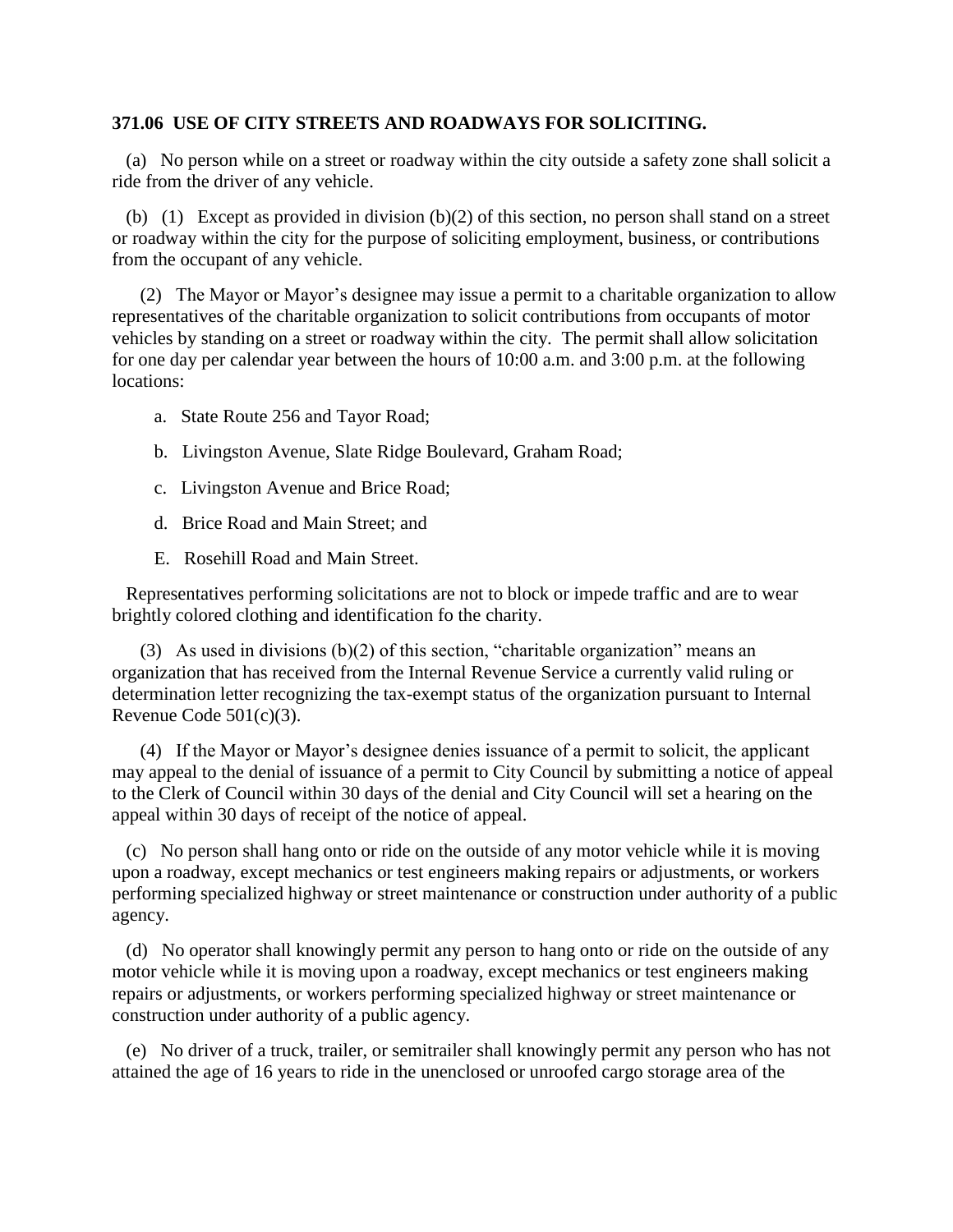**371.06 USE OF CITY STREETS AND ROADWAYS FOR SOLICITING.**

(a) No person while on a street or roadway within the city outside a safety zone shall solicit a ride from the driver of any vehicle.

(b) (1) Except as provided in division (b)(2) of this section, no person shall stand on a street or roadway within the city for the purpose of soliciting employment, business, or contributions from the occupant of any vehicle.

(2) The Mayor or Mayor's designee may issue a permit to a charitable organization to allow representatives of the charitable organization to solicit contributions from occupants of motor vehicles by standing on a street or roadway within the city. The permit shall allow solicitation for one day per calendar year between the hours of 10:00 a.m. and 3:00 p.m. at the following locations:

a. State Route 256 and Tayor Road;

b. Livingston Avenue, Slate Ridge Boulevard, Graham Road;

c. Livingston Avenue and Brice Road;

d. Brice Road and Main Street; and

E. Rosehill Road and Main Street.

Representatives performing solicitations are not to block or impede traffic and are to wear brightly colored clothing and identification fo the charity.

(3) As used in divisions (b)(2) of this section, "charitable organization" means an organization that has received from the Internal Revenue Service a currently valid ruling or determination letter recognizing the tax-exempt status of the organization pursuant to Internal Revenue Code 501(c)(3).

(4) If the Mayor or Mayor's designee denies issuance of a permit to solicit, the applicant may appeal to the denial of issuance of a permit to City Council by submitting a notice of appeal to the Clerk of Council within 30 days of the denial and City Council will set a hearing on the appeal within 30 days of receipt of the notice of appeal.

(c) No person shall hang onto or ride on the outside of any motor vehicle while it is moving upon a roadway, except mechanics or test engineers making repairs or adjustments, or workers performing specialized highway or street maintenance or construction under authority of a public agency.

(d) No operator shall knowingly permit any person to hang onto or ride on the outside of any motor vehicle while it is moving upon a roadway, except mechanics or test engineers making repairs or adjustments, or workers performing specialized highway or street maintenance or construction under authority of a public agency.

(e) No driver of a truck, trailer, or semitrailer shall knowingly permit any person who has not attained the age of 16 years to ride in the unenclosed or unroofed cargo storage area of the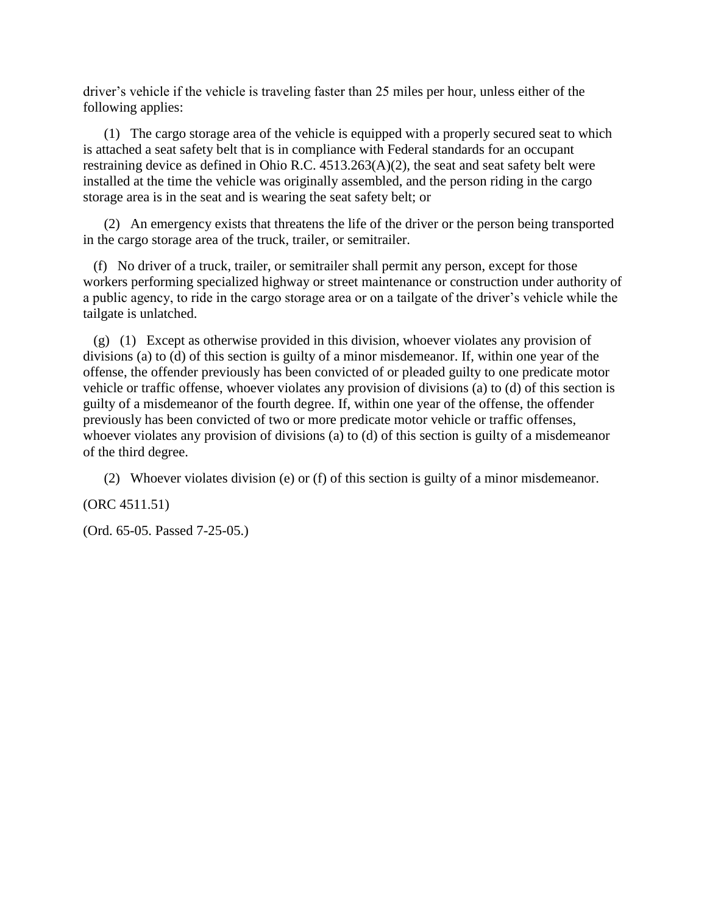driver's vehicle if the vehicle is traveling faster than 25 miles per hour, unless either of the following applies:

(1) The cargo storage area of the vehicle is equipped with a properly secured seat to which is attached a seat safety belt that is in compliance with Federal standards for an occupant restraining device as defined in Ohio R.C. 4513.263(A)(2), the seat and seat safety belt were installed at the time the vehicle was originally assembled, and the person riding in the cargo storage area is in the seat and is wearing the seat safety belt; or

(2) An emergency exists that threatens the life of the driver or the person being transported in the cargo storage area of the truck, trailer, or semitrailer.

(f) No driver of a truck, trailer, or semitrailer shall permit any person, except for those workers performing specialized highway or street maintenance or construction under authority of a public agency, to ride in the cargo storage area or on a tailgate of the driver's vehicle while the tailgate is unlatched.

(g) (1) Except as otherwise provided in this division, whoever violates any provision of divisions (a) to (d) of this section is guilty of a minor misdemeanor. If, within one year of the offense, the offender previously has been convicted of or pleaded guilty to one predicate motor vehicle or traffic offense, whoever violates any provision of divisions (a) to (d) of this section is guilty of a misdemeanor of the fourth degree. If, within one year of the offense, the offender previously has been convicted of two or more predicate motor vehicle or traffic offenses, whoever violates any provision of divisions (a) to (d) of this section is guilty of a misdemeanor of the third degree.

(2) Whoever violates division (e) or (f) of this section is guilty of a minor misdemeanor.

(ORC 4511.51)

(Ord. 65-05. Passed 7-25-05.)